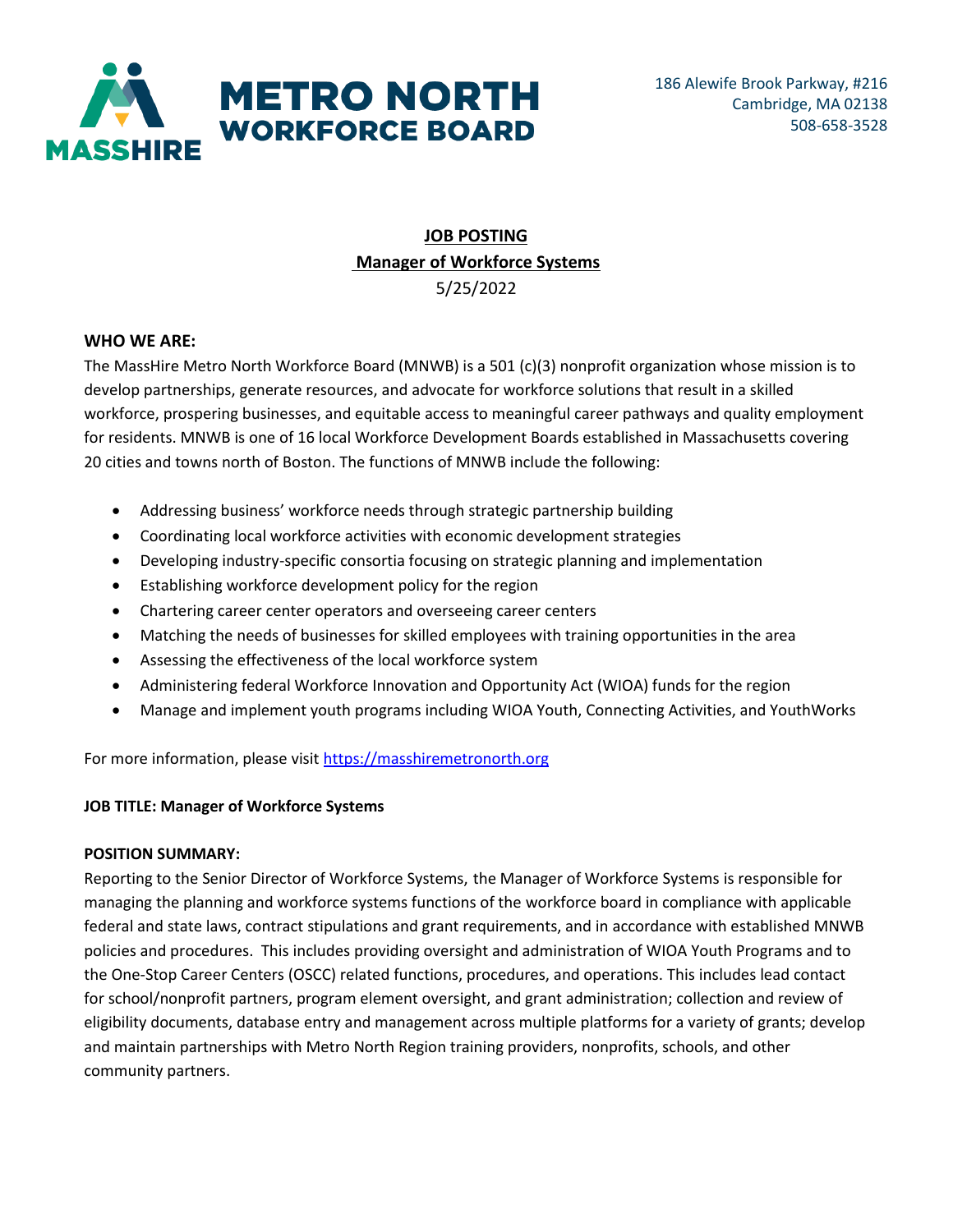MASSHIRE METRO NORTH WORKFORCE BOARD

186 Alewife Brook Parkway, #216
Cambridge, MA 02138
508-658-3528

# JOB POSTING
## Manager of Workforce Systems
5/25/2022

**WHO WE ARE:**
The MassHire Metro North Workforce Board (MNWB) is a 501 (c)(3) nonprofit organization whose mission is to develop partnerships, generate resources, and advocate for workforce solutions that result in a skilled workforce, prospering businesses, and equitable access to meaningful career pathways and quality employment for residents. MNWB is one of 16 local Workforce Development Boards established in Massachusetts covering 20 cities and towns north of Boston. The functions of MNWB include the following:

- Addressing business' workforce needs through strategic partnership building
- Coordinating local workforce activities with economic development strategies
- Developing industry-specific consortia focusing on strategic planning and implementation
- Establishing workforce development policy for the region
- Chartering career center operators and overseeing career centers
- Matching the needs of businesses for skilled employees with training opportunities in the area
- Assessing the effectiveness of the local workforce system
- Administering federal Workforce Innovation and Opportunity Act (WIOA) funds for the region
- Manage and implement youth programs including WIOA Youth, Connecting Activities, and YouthWorks

For more information, please visit [https://masshiremetronorth.org](https://masshiremetronorth.org)

**JOB TITLE: Manager of Workforce Systems**

**POSITION SUMMARY:**
Reporting to the Senior Director of Workforce Systems, the Manager of Workforce Systems is responsible for managing the planning and workforce systems functions of the workforce board in compliance with applicable federal and state laws, contract stipulations and grant requirements, and in accordance with established MNWB policies and procedures. This includes providing oversight and administration of WIOA Youth Programs and to the One-Stop Career Centers (OSCC) related functions, procedures, and operations. This includes lead contact for school/nonprofit partners, program element oversight, and grant administration; collection and review of eligibility documents, database entry and management across multiple platforms for a variety of grants; develop and maintain partnerships with Metro North Region training providers, nonprofits, schools, and other community partners.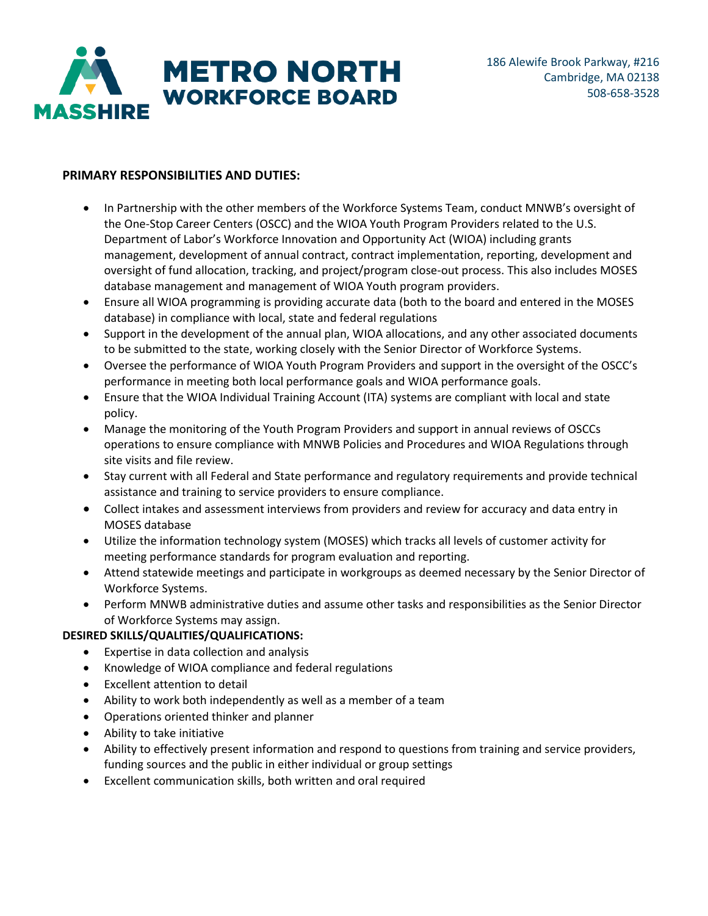**PRIMARY RESPONSIBILITIES AND DUTIES:**

- In Partnership with the other members of the Workforce Systems Team, conduct MNWB's oversight of the One-Stop Career Centers (OSCC) and the WIOA Youth Program Providers related to the U.S. Department of Labor's Workforce Innovation and Opportunity Act (WIOA) including grants management, development of annual contract, contract implementation, reporting, development and oversight of fund allocation, tracking, and project/program close-out process. This also includes MOSES database management and management of WIOA Youth program providers.
- Ensure all WIOA programming is providing accurate data (both to the board and entered in the MOSES database) in compliance with local, state and federal regulations
- Support in the development of the annual plan, WIOA allocations, and any other associated documents to be submitted to the state, working closely with the Senior Director of Workforce Systems.
- Oversee the performance of WIOA Youth Program Providers and support in the oversight of the OSCC's performance in meeting both local performance goals and WIOA performance goals.
- Ensure that the WIOA Individual Training Account (ITA) systems are compliant with local and state policy.
- Manage the monitoring of the Youth Program Providers and support in annual reviews of OSCCs operations to ensure compliance with MNWB Policies and Procedures and WIOA Regulations through site visits and file review.
- Stay current with all Federal and State performance and regulatory requirements and provide technical assistance and training to service providers to ensure compliance.
- Collect intakes and assessment interviews from providers and review for accuracy and data entry in MOSES database
- Utilize the information technology system (MOSES) which tracks all levels of customer activity for meeting performance standards for program evaluation and reporting.
- Attend statewide meetings and participate in workgroups as deemed necessary by the Senior Director of Workforce Systems.
- Perform MNWB administrative duties and assume other tasks and responsibilities as the Senior Director of Workforce Systems may assign.

**DESIRED SKILLS/QUALITIES/QUALIFICATIONS:**

- Expertise in data collection and analysis
- Knowledge of WIOA compliance and federal regulations
- Excellent attention to detail
- Ability to work both independently as well as a member of a team
- Operations oriented thinker and planner
- Ability to take initiative
- Ability to effectively present information and respond to questions from training and service providers, funding sources and the public in either individual or group settings
- Excellent communication skills, both written and oral required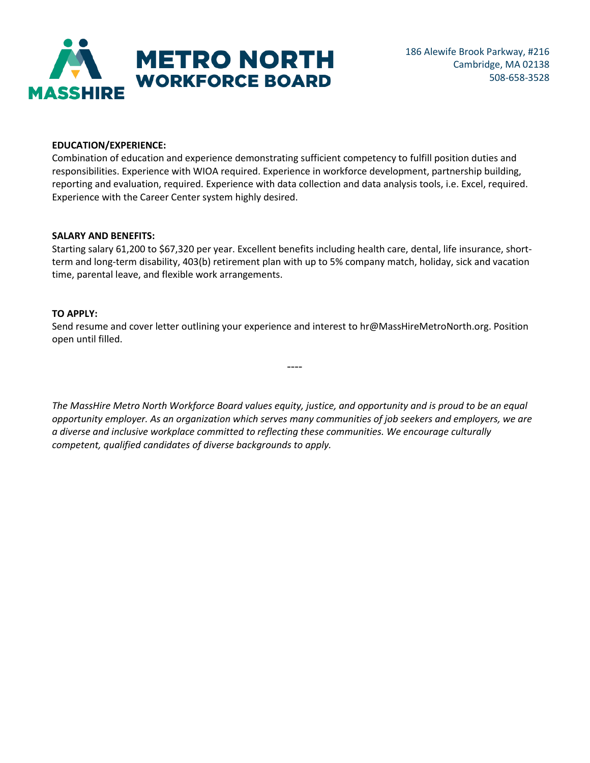**EDUCATION/EXPERIENCE:**
Combination of education and experience demonstrating sufficient competency to fulfill position duties and responsibilities. Experience with WIOA required. Experience in workforce development, partnership building, reporting and evaluation, required. Experience with data collection and data analysis tools, i.e. Excel, required. Experience with the Career Center system highly desired.

**SALARY AND BENEFITS:**
Starting salary 61,200 to $67,320 per year. Excellent benefits including health care, dental, life insurance, short-term and long-term disability, 403(b) retirement plan with up to 5% company match, holiday, sick and vacation time, parental leave, and flexible work arrangements.

**TO APPLY:**
Send resume and cover letter outlining your experience and interest to hr@MassHireMetroNorth.org. Position open until filled.

----

*The MassHire Metro North Workforce Board values equity, justice, and opportunity and is proud to be an equal opportunity employer. As an organization which serves many communities of job seekers and employers, we are a diverse and inclusive workplace committed to reflecting these communities. We encourage culturally competent, qualified candidates of diverse backgrounds to apply.*